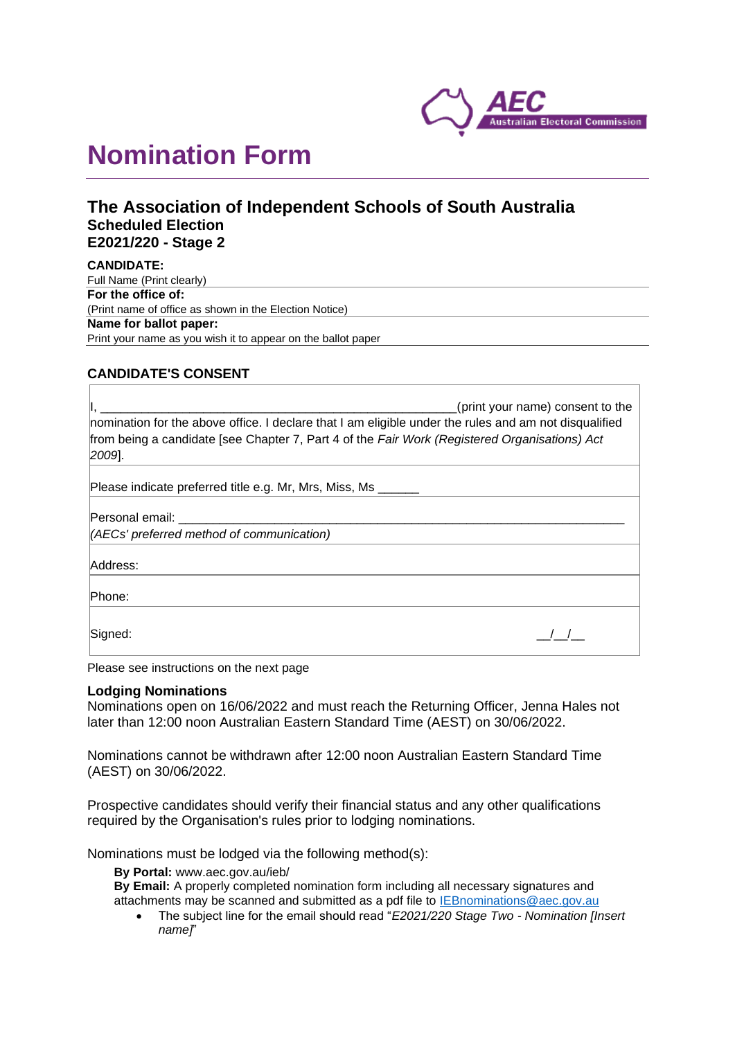# Nomination Form

## The Association of Independent Schools of South Australia

### Scheduled Election
### E2021/220 - Stage 2

**CANDIDATE:**
Full Name (Print clearly)

**For the office of:**
(Print name of office as shown in the Election Notice)

**Name for ballot paper:**
Print your name as you wish it to appear on the ballot paper

### CANDIDATE'S CONSENT

| |
|---|
| I, ______________________________________________________(print your name) consent to the nomination for the above office. I declare that I am eligible under the rules and am not disqualified from being a candidate [see Chapter 7, Part 4 of the *Fair Work (Registered Organisations) Act 2009*]. |
| Please indicate preferred title e.g. Mr, Mrs, Miss, Ms ______ |
| Personal email: ___________________________________________________________________ *(AECs' preferred method of communication)* |
| Address: |
| Phone: |
| Signed: __/__/__ |

Please see instructions on the next page

**Lodging Nominations**

Nominations open on 16/06/2022 and must reach the Returning Officer, Jenna Hales not later than 12:00 noon Australian Eastern Standard Time (AEST) on 30/06/2022.

Nominations cannot be withdrawn after 12:00 noon Australian Eastern Standard Time (AEST) on 30/06/2022.

Prospective candidates should verify their financial status and any other qualifications required by the Organisation's rules prior to lodging nominations.

Nominations must be lodged via the following method(s):

**By Portal:** www.aec.gov.au/ieb/
**By Email:** A properly completed nomination form including all necessary signatures and attachments may be scanned and submitted as a pdf file to IEBnominations@aec.gov.au

- The subject line for the email should read "*E2021/220 Stage Two - Nomination [Insert name]*"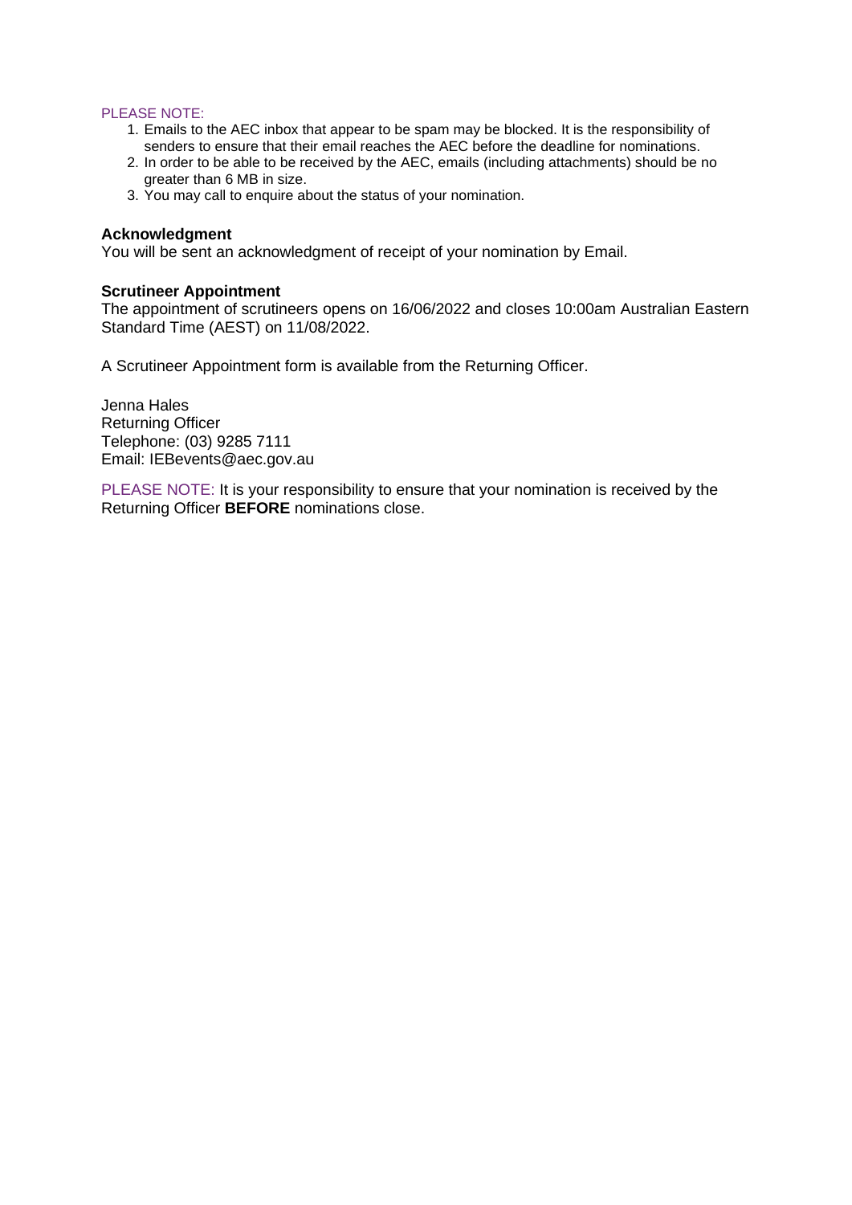PLEASE NOTE:

1. Emails to the AEC inbox that appear to be spam may be blocked. It is the responsibility of senders to ensure that their email reaches the AEC before the deadline for nominations.
2. In order to be able to be received by the AEC, emails (including attachments) should be no greater than 6 MB in size.
3. You may call to enquire about the status of your nomination.

**Acknowledgment**

You will be sent an acknowledgment of receipt of your nomination by Email.

**Scrutineer Appointment**

The appointment of scrutineers opens on 16/06/2022 and closes 10:00am Australian Eastern Standard Time (AEST) on 11/08/2022.

A Scrutineer Appointment form is available from the Returning Officer.

Jenna Hales
Returning Officer
Telephone: (03) 9285 7111
Email: IEBevents@aec.gov.au

PLEASE NOTE: It is your responsibility to ensure that your nomination is received by the Returning Officer **BEFORE** nominations close.